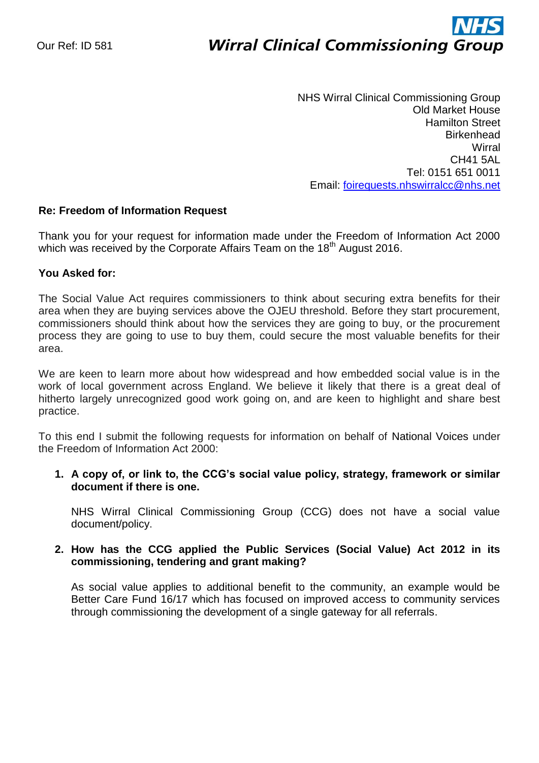Our Ref: ID 581

**NHS**
**Wirral Clinical Commissioning Group**

NHS Wirral Clinical Commissioning Group
Old Market House
Hamilton Street
Birkenhead
Wirral
CH41 5AL
Tel: 0151 651 0011
Email: foirequests.nhswirralcc@nhs.net

**Re: Freedom of Information Request**

Thank you for your request for information made under the Freedom of Information Act 2000 which was received by the Corporate Affairs Team on the 18th August 2016.

**You Asked for:**

The Social Value Act requires commissioners to think about securing extra benefits for their area when they are buying services above the OJEU threshold. Before they start procurement, commissioners should think about how the services they are going to buy, or the procurement process they are going to use to buy them, could secure the most valuable benefits for their area.

We are keen to learn more about how widespread and how embedded social value is in the work of local government across England. We believe it likely that there is a great deal of hitherto largely unrecognized good work going on, and are keen to highlight and share best practice.

To this end I submit the following requests for information on behalf of National Voices under the Freedom of Information Act 2000:

1. **A copy of, or link to, the CCG's social value policy, strategy, framework or similar document if there is one.**

   NHS Wirral Clinical Commissioning Group (CCG) does not have a social value document/policy.

2. **How has the CCG applied the Public Services (Social Value) Act 2012 in its commissioning, tendering and grant making?**

   As social value applies to additional benefit to the community, an example would be Better Care Fund 16/17 which has focused on improved access to community services through commissioning the development of a single gateway for all referrals.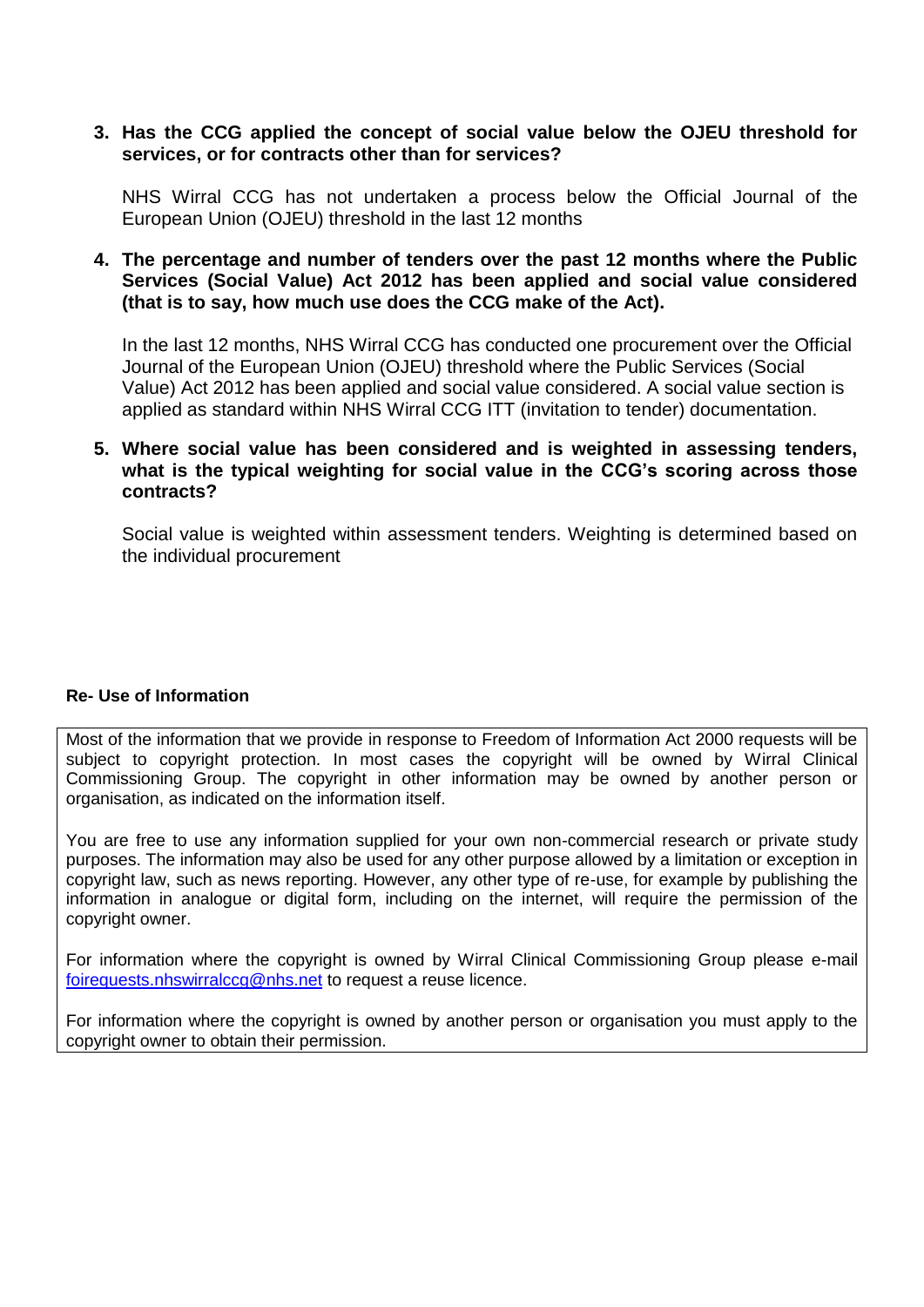3. **Has the CCG applied the concept of social value below the OJEU threshold for services, or for contracts other than for services?**

   NHS Wirral CCG has not undertaken a process below the Official Journal of the European Union (OJEU) threshold in the last 12 months

4. **The percentage and number of tenders over the past 12 months where the Public Services (Social Value) Act 2012 has been applied and social value considered (that is to say, how much use does the CCG make of the Act).**

   In the last 12 months, NHS Wirral CCG has conducted one procurement over the Official Journal of the European Union (OJEU) threshold where the Public Services (Social Value) Act 2012 has been applied and social value considered. A social value section is applied as standard within NHS Wirral CCG ITT (invitation to tender) documentation.

5. **Where social value has been considered and is weighted in assessing tenders, what is the typical weighting for social value in the CCG's scoring across those contracts?**

   Social value is weighted within assessment tenders. Weighting is determined based on the individual procurement

**Re- Use of Information**

Most of the information that we provide in response to Freedom of Information Act 2000 requests will be subject to copyright protection. In most cases the copyright will be owned by Wirral Clinical Commissioning Group. The copyright in other information may be owned by another person or organisation, as indicated on the information itself.

You are free to use any information supplied for your own non-commercial research or private study purposes. The information may also be used for any other purpose allowed by a limitation or exception in copyright law, such as news reporting. However, any other type of re-use, for example by publishing the information in analogue or digital form, including on the internet, will require the permission of the copyright owner.

For information where the copyright is owned by Wirral Clinical Commissioning Group please e-mail foirequests.nhswirralccg@nhs.net to request a reuse licence.

For information where the copyright is owned by another person or organisation you must apply to the copyright owner to obtain their permission.